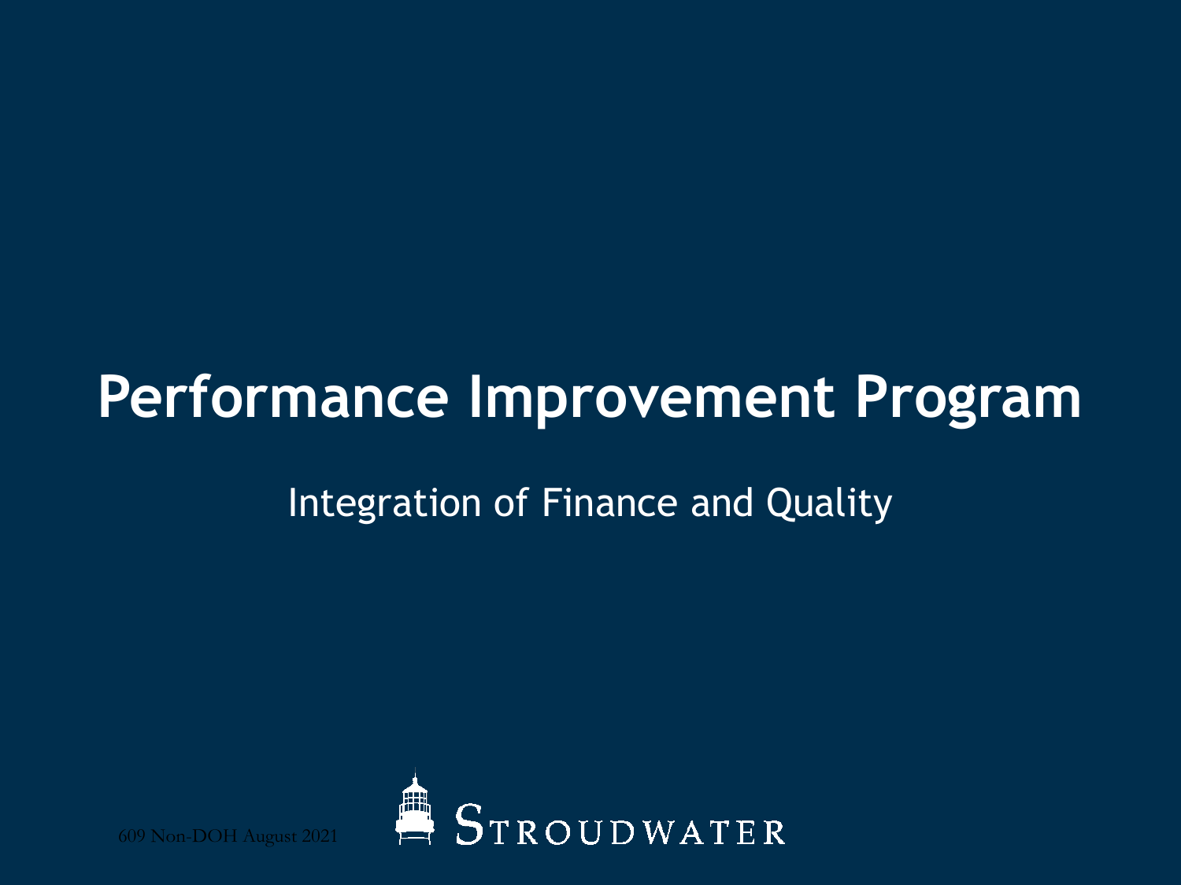# Performance Improvement Program

Integration of Finance and Quality

609 Non-DOH August 2021

STROUDWATER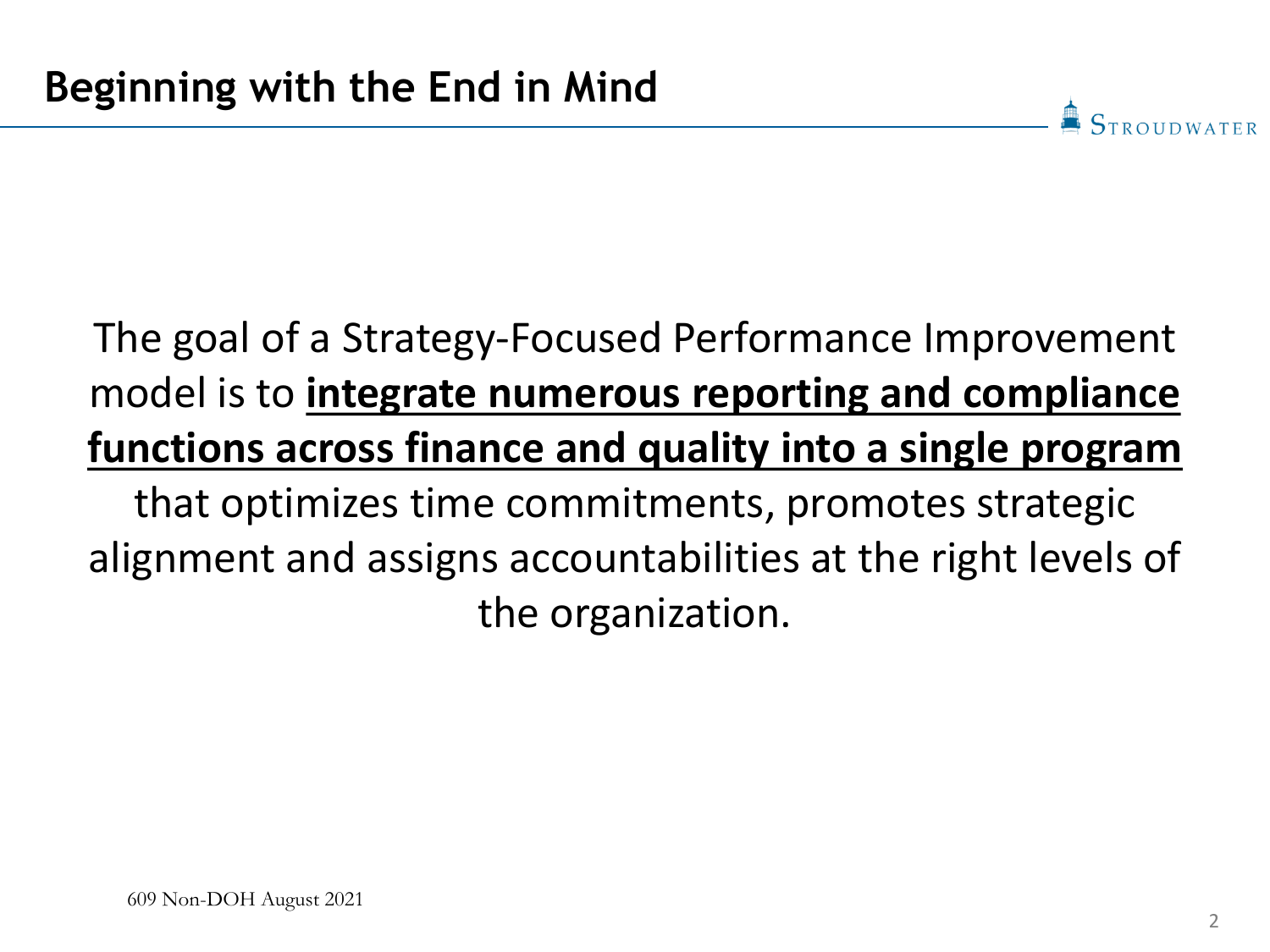# Beginning with the End in Mind

The goal of a Strategy-Focused Performance Improvement model is to **integrate numerous reporting and compliance functions across finance and quality into a single program** that optimizes time commitments, promotes strategic alignment and assigns accountabilities at the right levels of the organization.

609 Non-DOH August 2021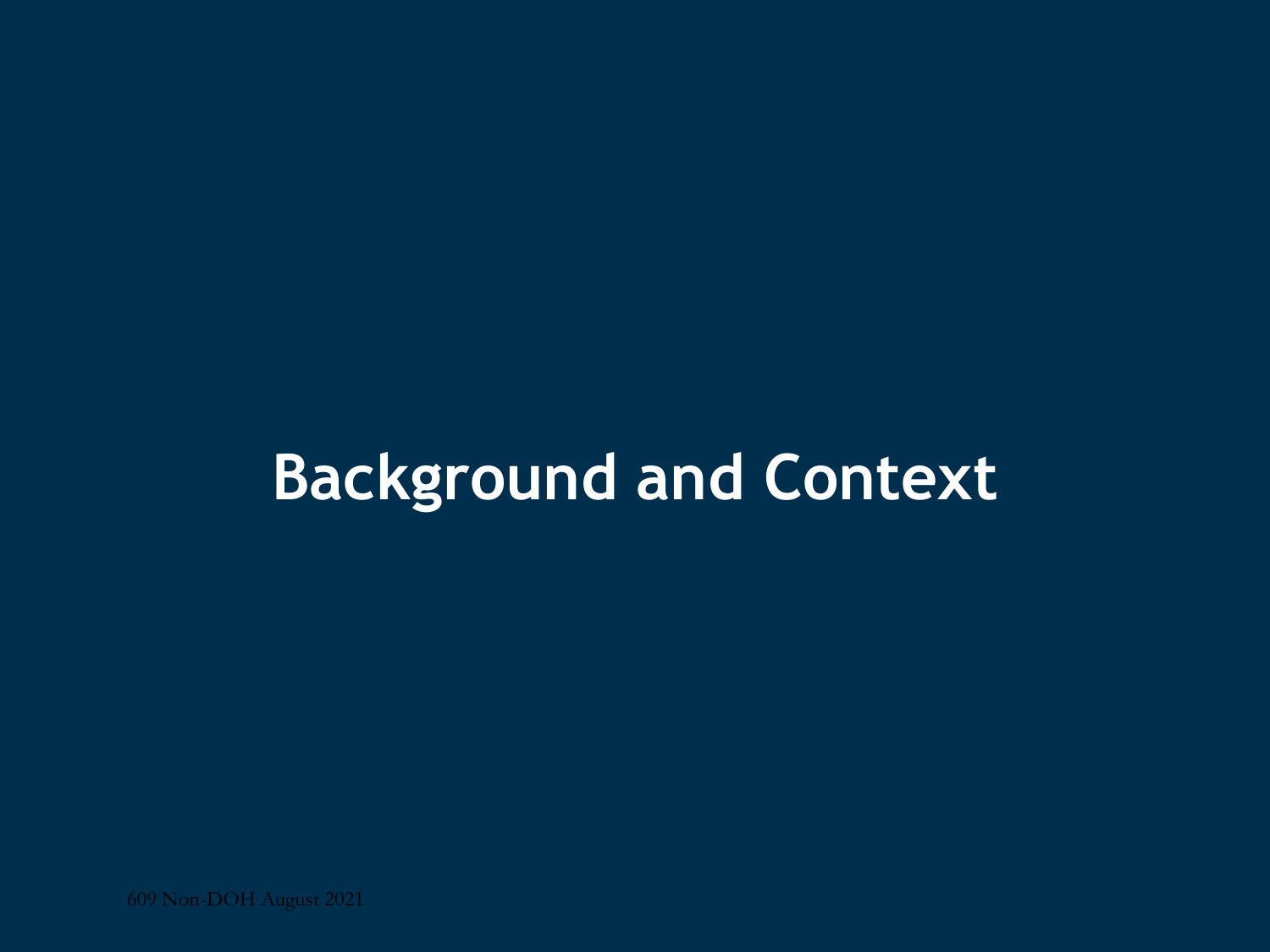# Background and Context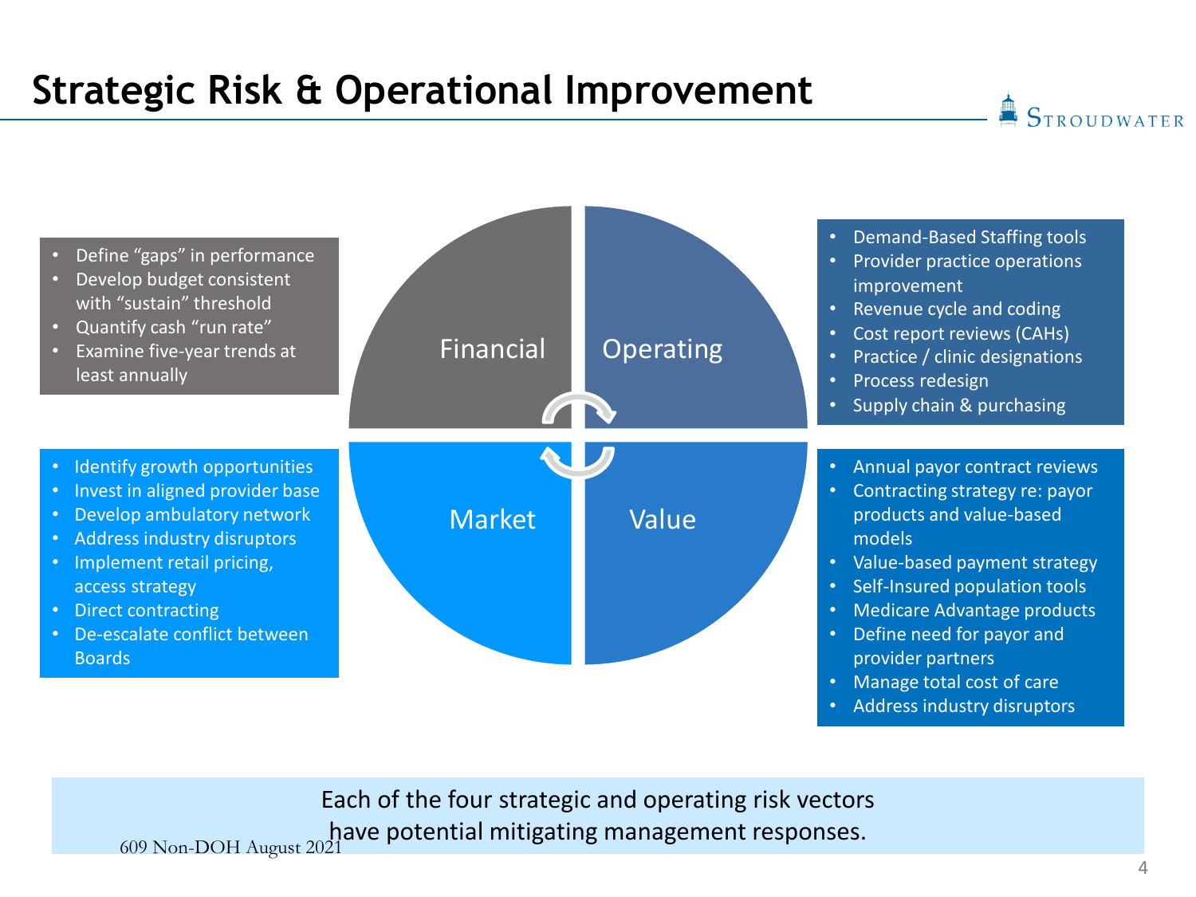# Strategic Risk & Operational Improvement

## Financial

- Define "gaps" in performance
- Develop budget consistent with "sustain" threshold
- Quantify cash "run rate"
- Examine five-year trends at least annually

## Operating

- Demand-Based Staffing tools
- Provider practice operations improvement
- Revenue cycle and coding
- Cost report reviews (CAHs)
- Practice / clinic designations
- Process redesign
- Supply chain & purchasing

## Market

- Identify growth opportunities
- Invest in aligned provider base
- Develop ambulatory network
- Address industry disruptors
- Implement retail pricing, access strategy
- Direct contracting
- De-escalate conflict between Boards

## Value

- Annual payor contract reviews
- Contracting strategy re: payor products and value-based models
- Value-based payment strategy
- Self-Insured population tools
- Medicare Advantage products
- Define need for payor and provider partners
- Manage total cost of care
- Address industry disruptors

Each of the four strategic and operating risk vectors have potential mitigating management responses.

609 Non-DOH August 2021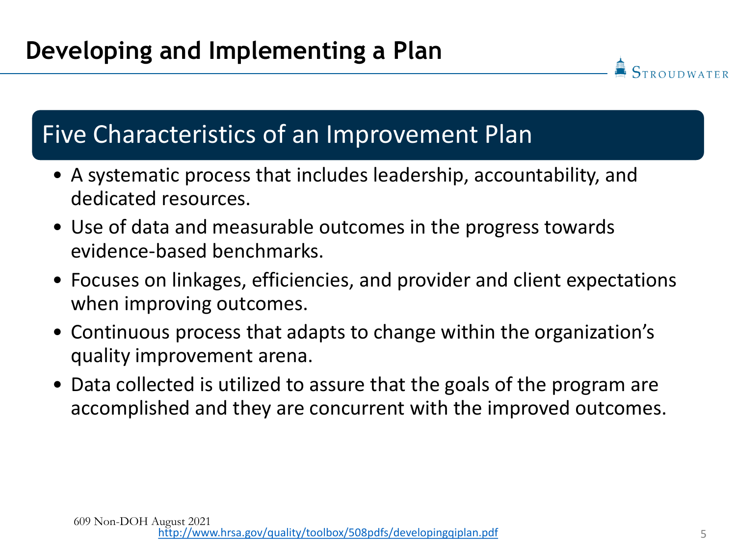# Developing and Implementing a Plan

## Five Characteristics of an Improvement Plan

- A systematic process that includes leadership, accountability, and dedicated resources.
- Use of data and measurable outcomes in the progress towards evidence-based benchmarks.
- Focuses on linkages, efficiencies, and provider and client expectations when improving outcomes.
- Continuous process that adapts to change within the organization's quality improvement arena.
- Data collected is utilized to assure that the goals of the program are accomplished and they are concurrent with the improved outcomes.

609 Non-DOH August 2021

http://www.hrsa.gov/quality/toolbox/508pdfs/developingqiplan.pdf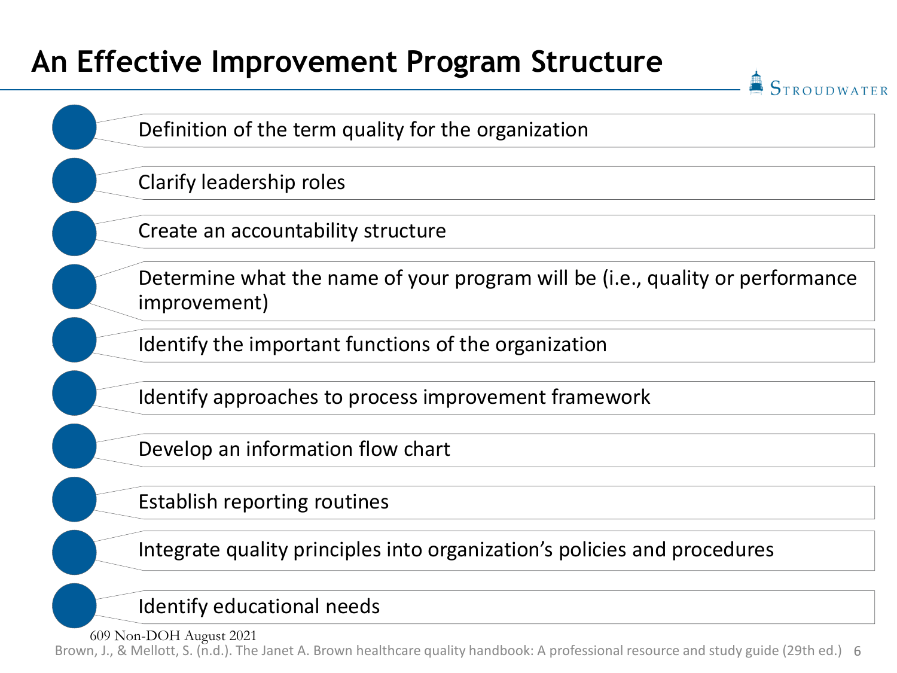# An Effective Improvement Program Structure

- Definition of the term quality for the organization
- Clarify leadership roles
- Create an accountability structure
- Determine what the name of your program will be (i.e., quality or performance improvement)
- Identify the important functions of the organization
- Identify approaches to process improvement framework
- Develop an information flow chart
- Establish reporting routines
- Integrate quality principles into organization's policies and procedures
- Identify educational needs

609 Non-DOH August 2021

Brown, J., & Mellott, S. (n.d.). The Janet A. Brown healthcare quality handbook: A professional resource and study guide (29th ed.)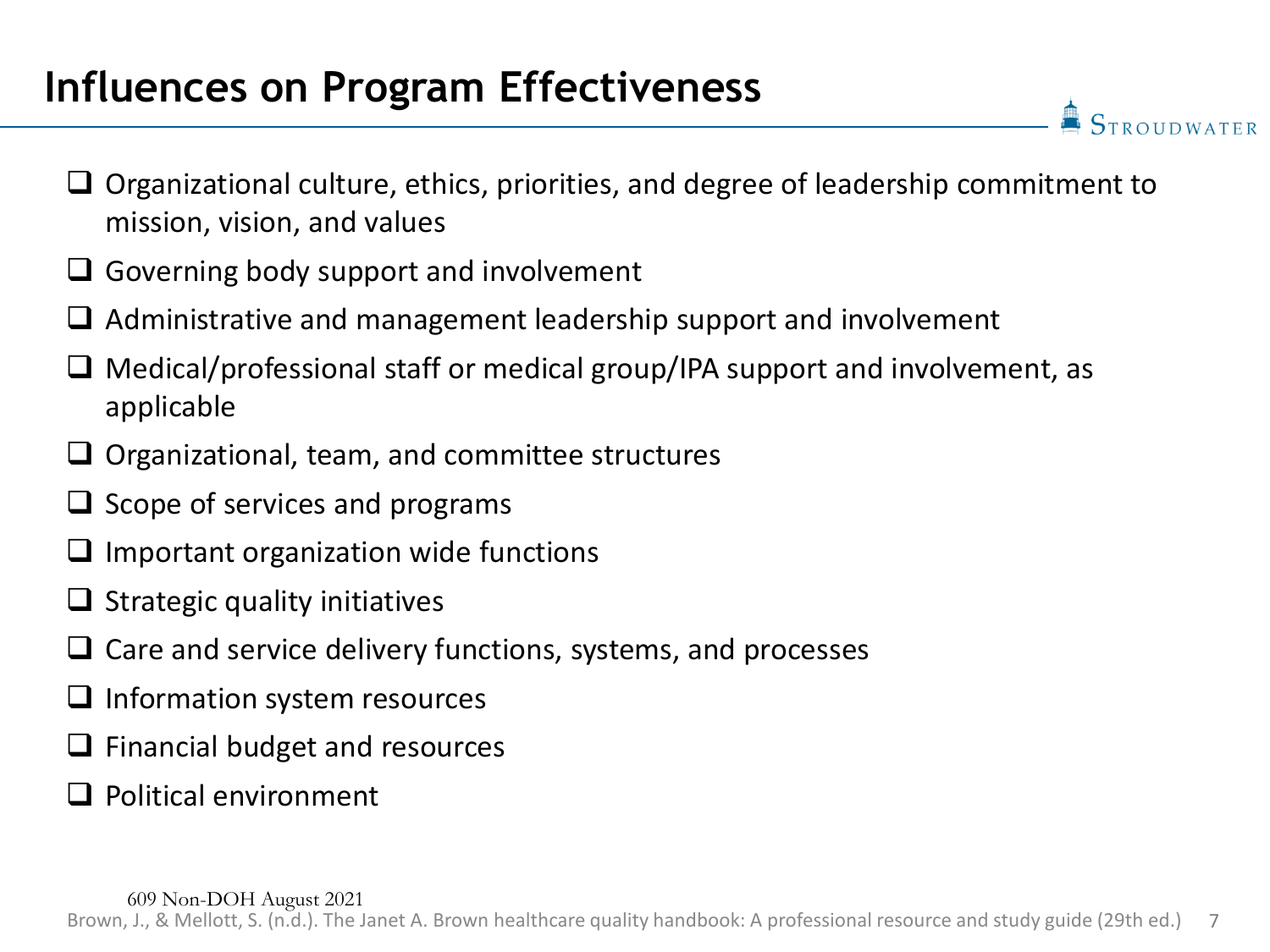# Influences on Program Effectiveness

- Organizational culture, ethics, priorities, and degree of leadership commitment to mission, vision, and values
- Governing body support and involvement
- Administrative and management leadership support and involvement
- Medical/professional staff or medical group/IPA support and involvement, as applicable
- Organizational, team, and committee structures
- Scope of services and programs
- Important organization wide functions
- Strategic quality initiatives
- Care and service delivery functions, systems, and processes
- Information system resources
- Financial budget and resources
- Political environment

609 Non-DOH August 2021

Brown, J., & Mellott, S. (n.d.). The Janet A. Brown healthcare quality handbook: A professional resource and study guide (29th ed.)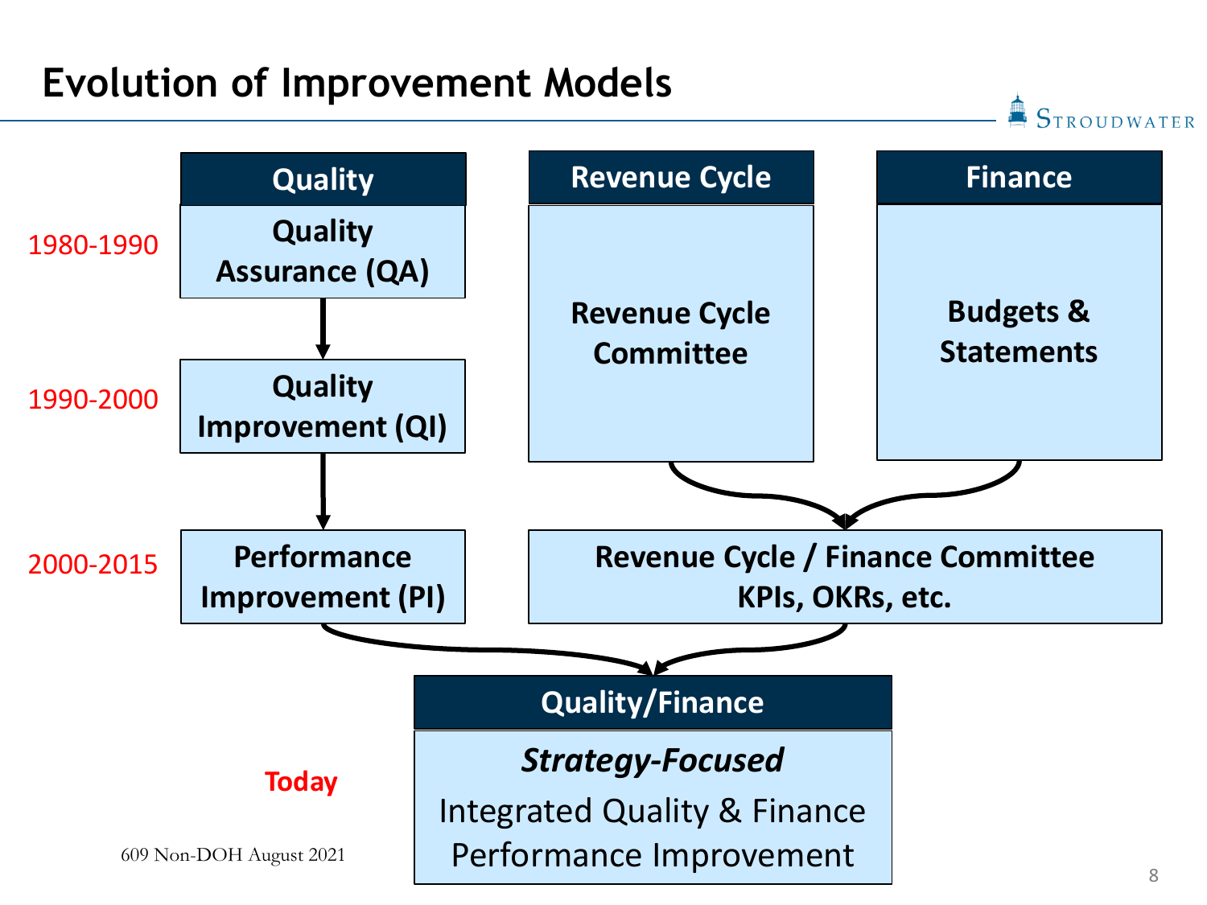# Evolution of Improvement Models

STROUDWATER

| | Quality | Revenue Cycle | Finance |
|---|---|---|---|
| 1980-1990 | Quality Assurance (QA) | Revenue Cycle Committee | Budgets & Statements |
| 1990-2000 | Quality Improvement (QI) | | |
| 2000-2015 | Performance Improvement (PI) | Revenue Cycle / Finance Committee KPIs, OKRs, etc. | |

**Today**

**Quality/Finance**

***Strategy-Focused***

Integrated Quality & Finance Performance Improvement

609 Non-DOH August 2021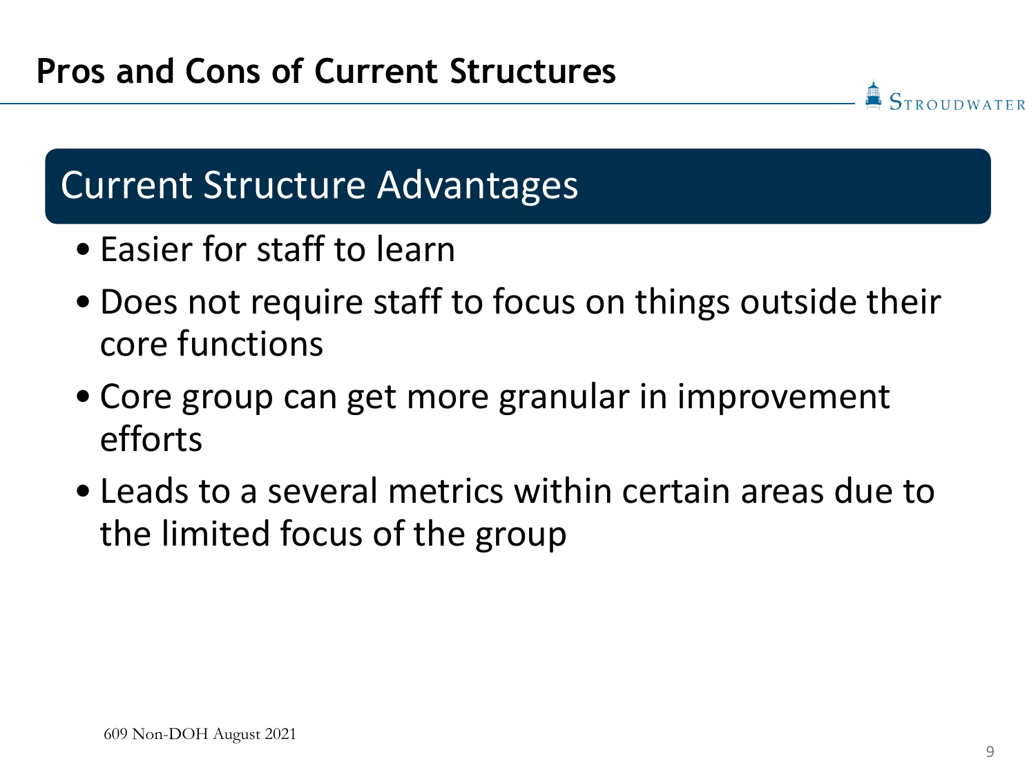# Pros and Cons of Current Structures

## Current Structure Advantages

- Easier for staff to learn
- Does not require staff to focus on things outside their core functions
- Core group can get more granular in improvement efforts
- Leads to a several metrics within certain areas due to the limited focus of the group

609 Non-DOH August 2021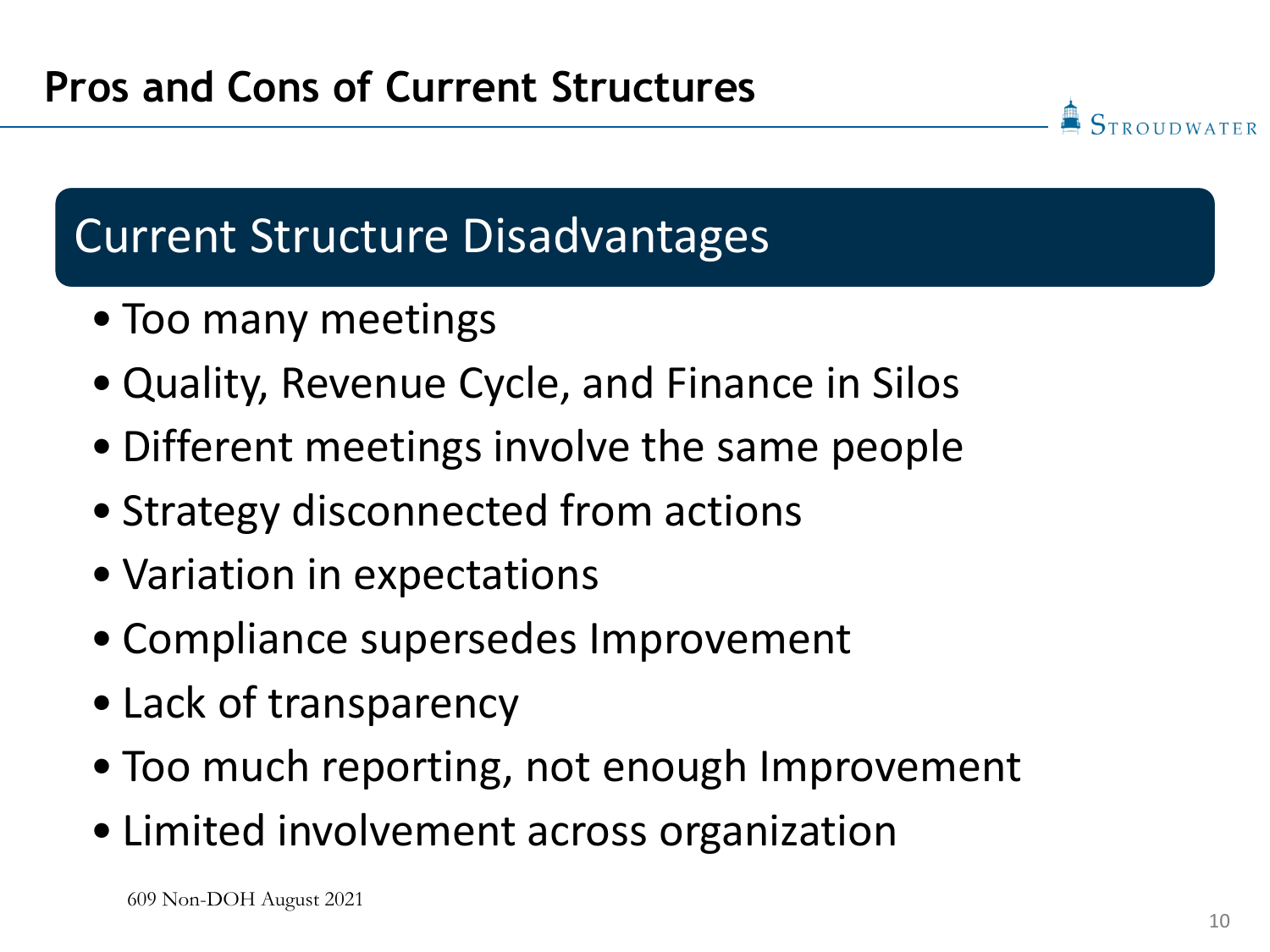# Pros and Cons of Current Structures

## Current Structure Disadvantages

- Too many meetings
- Quality, Revenue Cycle, and Finance in Silos
- Different meetings involve the same people
- Strategy disconnected from actions
- Variation in expectations
- Compliance supersedes Improvement
- Lack of transparency
- Too much reporting, not enough Improvement
- Limited involvement across organization

609 Non-DOH August 2021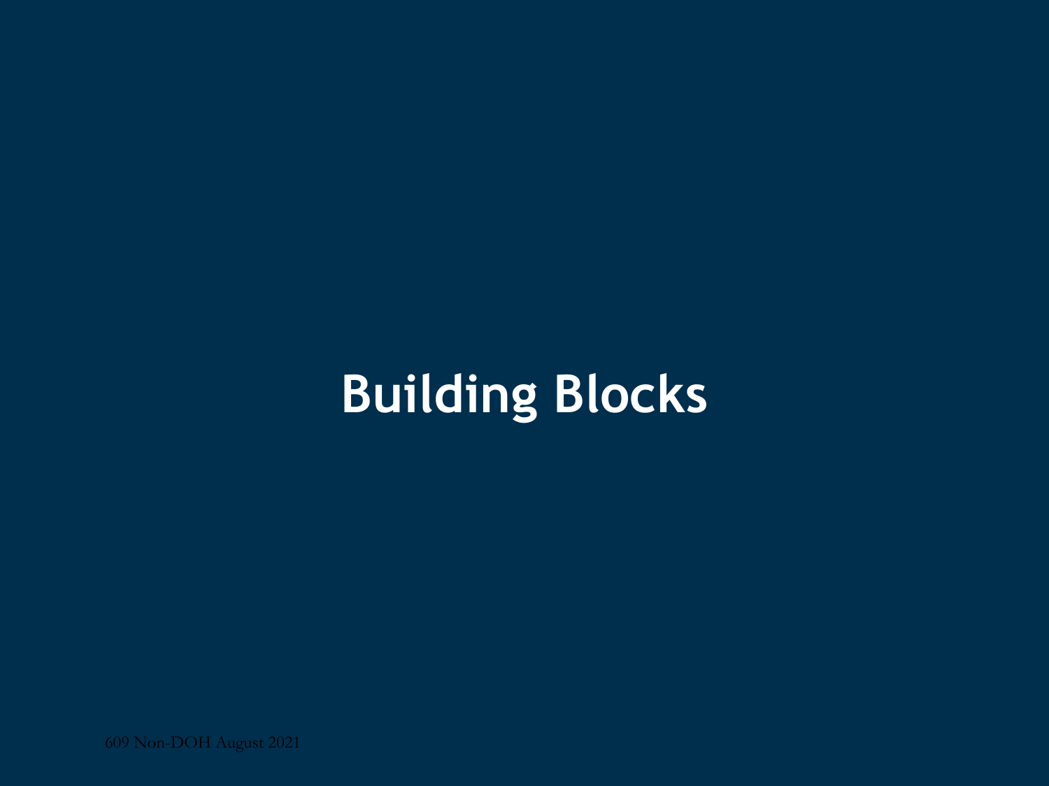# Building Blocks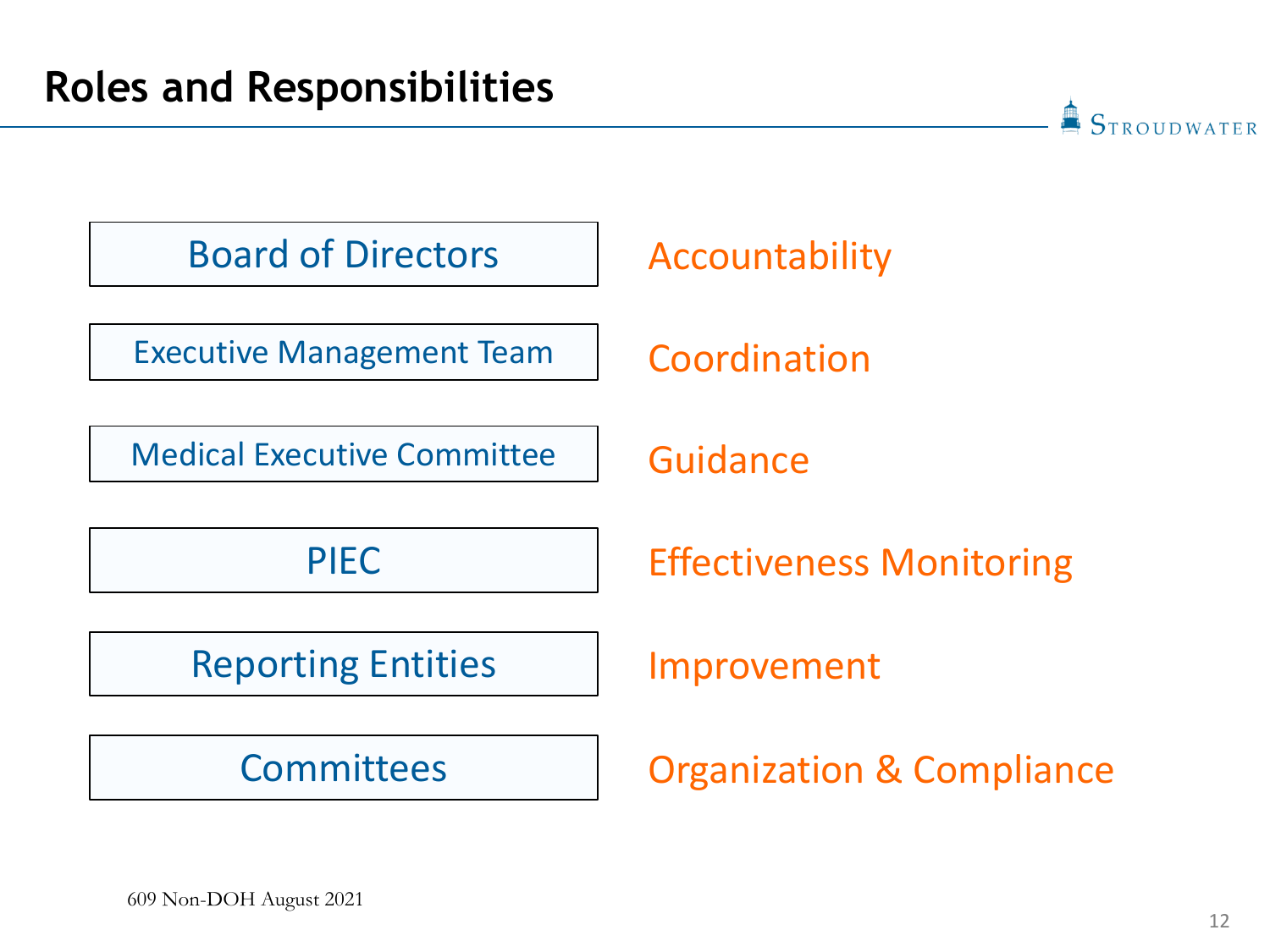## Roles and Responsibilities

| Role | Responsibility |
| --- | --- |
| Board of Directors | Accountability |
| Executive Management Team | Coordination |
| Medical Executive Committee | Guidance |
| PIEC | Effectiveness Monitoring |
| Reporting Entities | Improvement |
| Committees | Organization & Compliance |

609 Non-DOH August 2021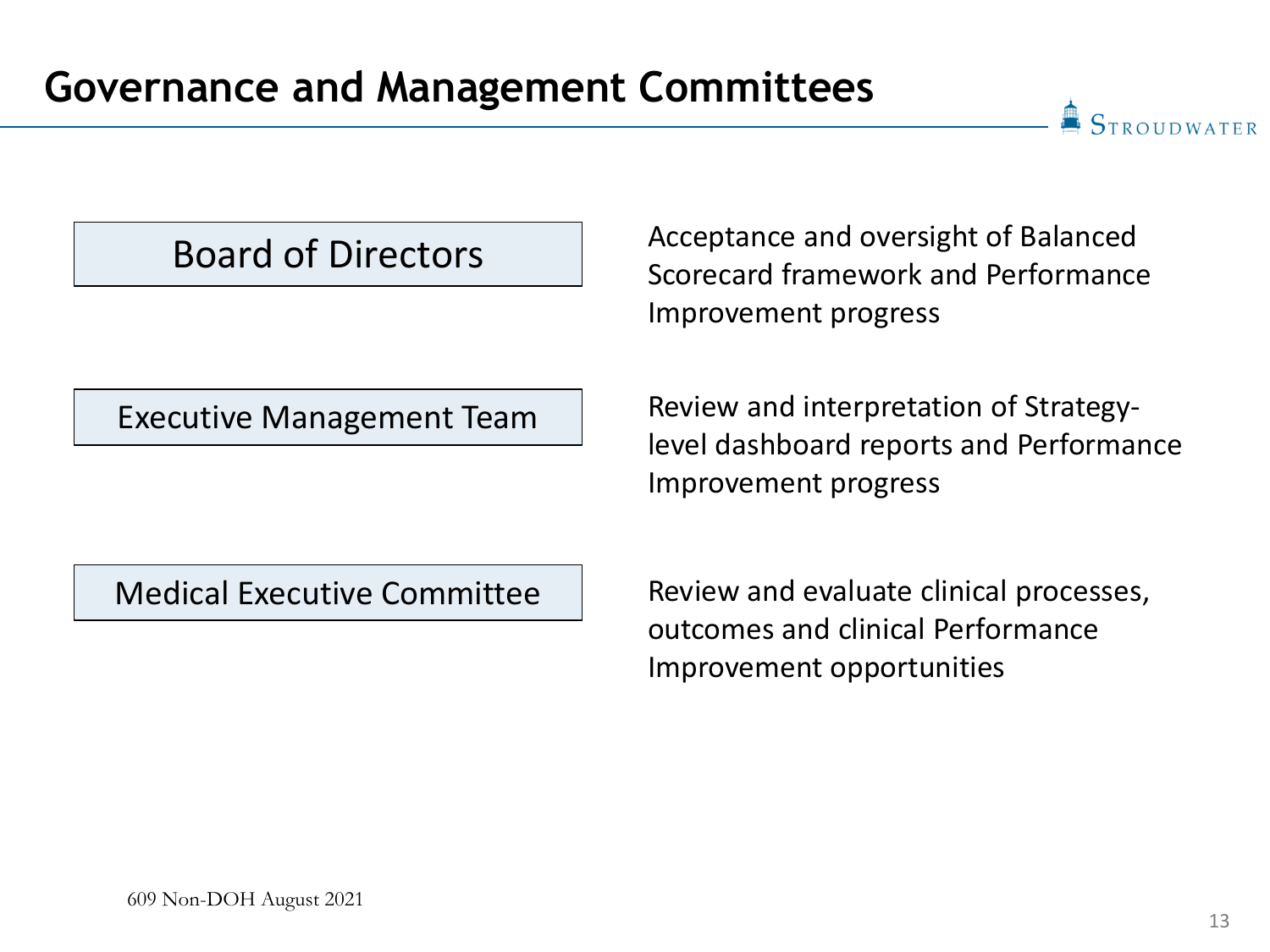# Governance and Management Committees

| Committee | Role |
| --- | --- |
| Board of Directors | Acceptance and oversight of Balanced Scorecard framework and Performance Improvement progress |
| Executive Management Team | Review and interpretation of Strategy-level dashboard reports and Performance Improvement progress |
| Medical Executive Committee | Review and evaluate clinical processes, outcomes and clinical Performance Improvement opportunities |

609 Non-DOH August 2021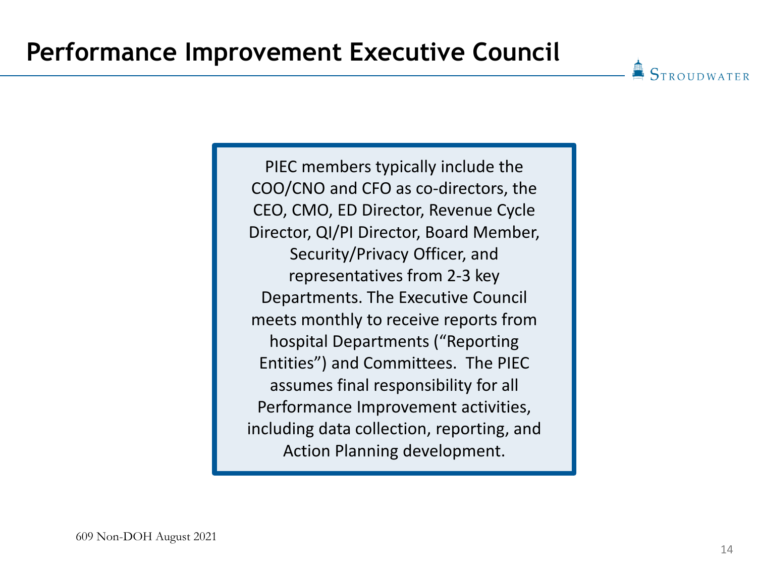# Performance Improvement Executive Council

PIEC members typically include the COO/CNO and CFO as co-directors, the CEO, CMO, ED Director, Revenue Cycle Director, QI/PI Director, Board Member, Security/Privacy Officer, and representatives from 2-3 key Departments. The Executive Council meets monthly to receive reports from hospital Departments (“Reporting Entities”) and Committees. The PIEC assumes final responsibility for all Performance Improvement activities, including data collection, reporting, and Action Planning development.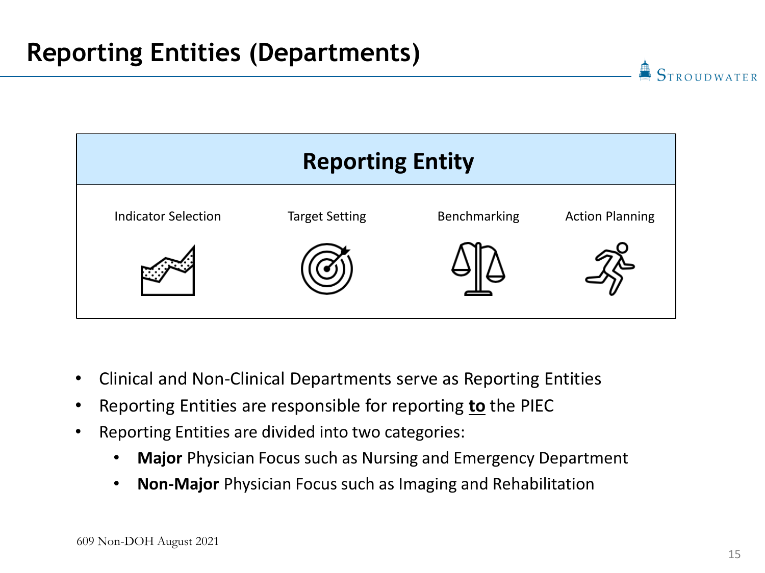# Reporting Entities (Departments)

## Reporting Entity

| Indicator Selection | Target Setting | Benchmarking | Action Planning |
|---|---|---|---|

- Clinical and Non-Clinical Departments serve as Reporting Entities
- Reporting Entities are responsible for reporting **to** the PIEC
- Reporting Entities are divided into two categories:
  - **Major** Physician Focus such as Nursing and Emergency Department
  - **Non-Major** Physician Focus such as Imaging and Rehabilitation

609 Non-DOH August 2021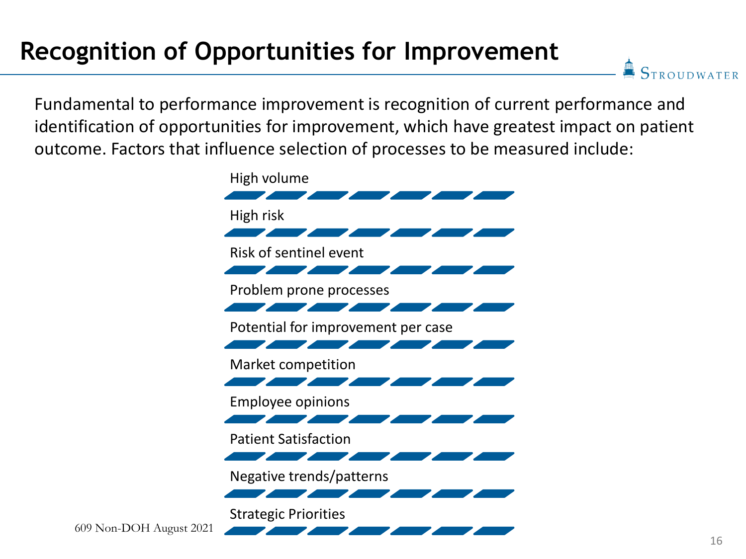# Recognition of Opportunities for Improvement

Fundamental to performance improvement is recognition of current performance and identification of opportunities for improvement, which have greatest impact on patient outcome. Factors that influence selection of processes to be measured include:

- High volume
- High risk
- Risk of sentinel event
- Problem prone processes
- Potential for improvement per case
- Market competition
- Employee opinions
- Patient Satisfaction
- Negative trends/patterns
- Strategic Priorities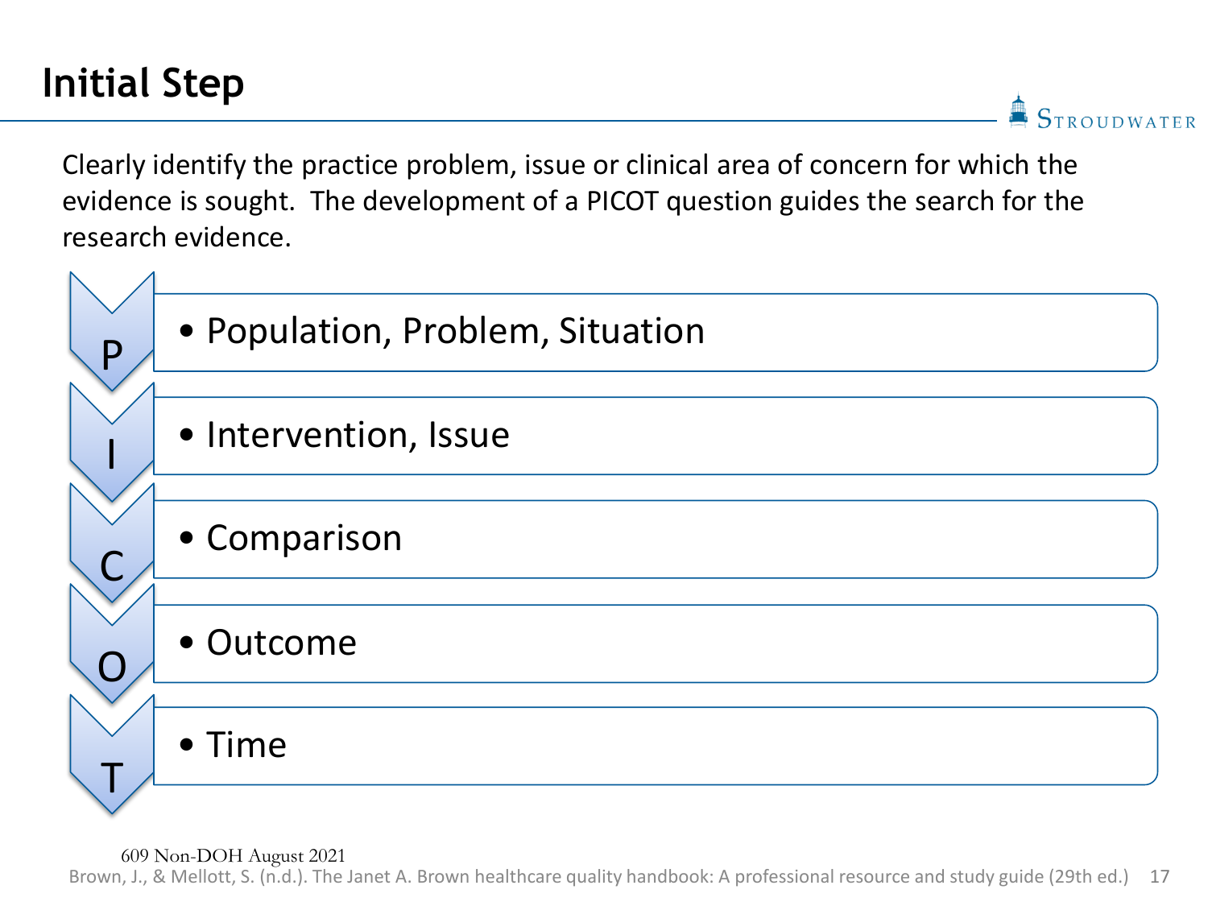# Initial Step

Clearly identify the practice problem, issue or clinical area of concern for which the evidence is sought. The development of a PICOT question guides the search for the research evidence.

- **P** – Population, Problem, Situation
- **I** – Intervention, Issue
- **C** – Comparison
- **O** – Outcome
- **T** – Time

609 Non-DOH August 2021

Brown, J., & Mellott, S. (n.d.). The Janet A. Brown healthcare quality handbook: A professional resource and study guide (29th ed.)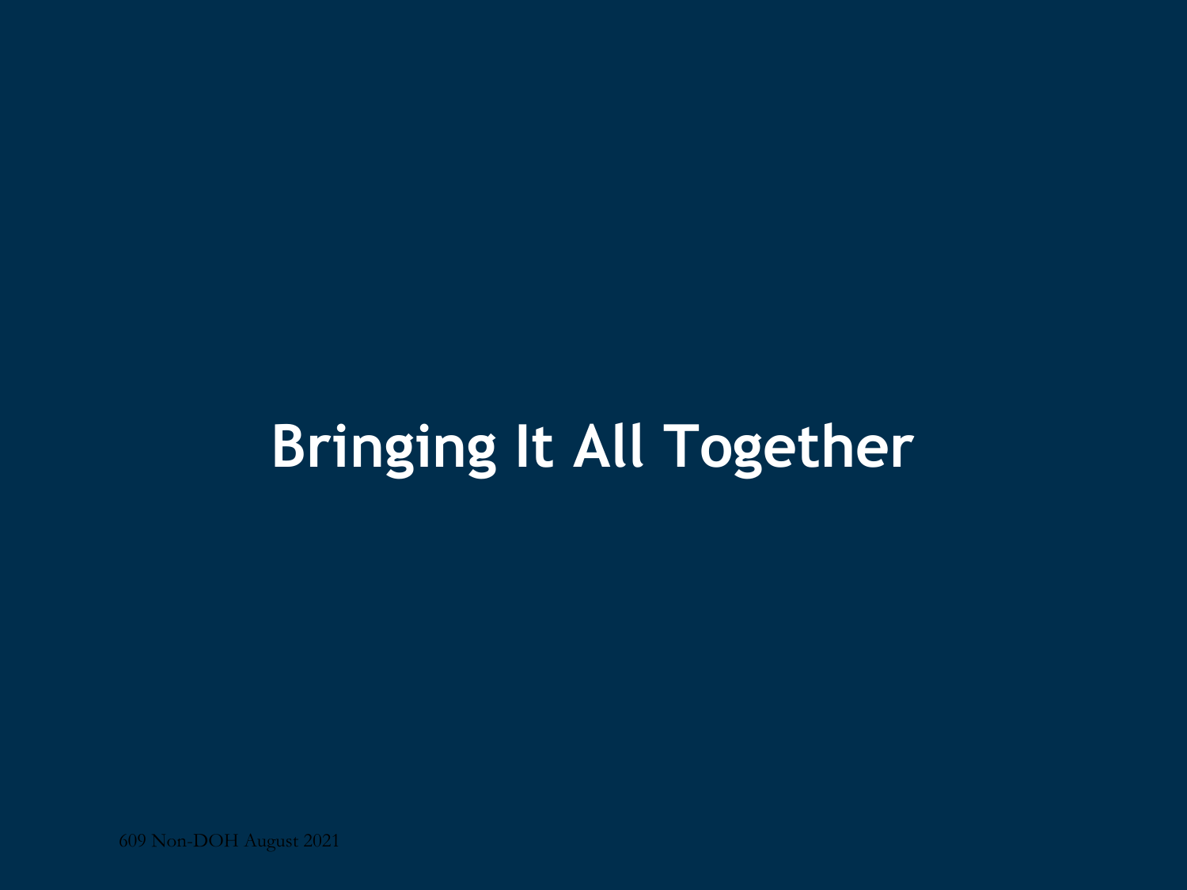# Bringing It All Together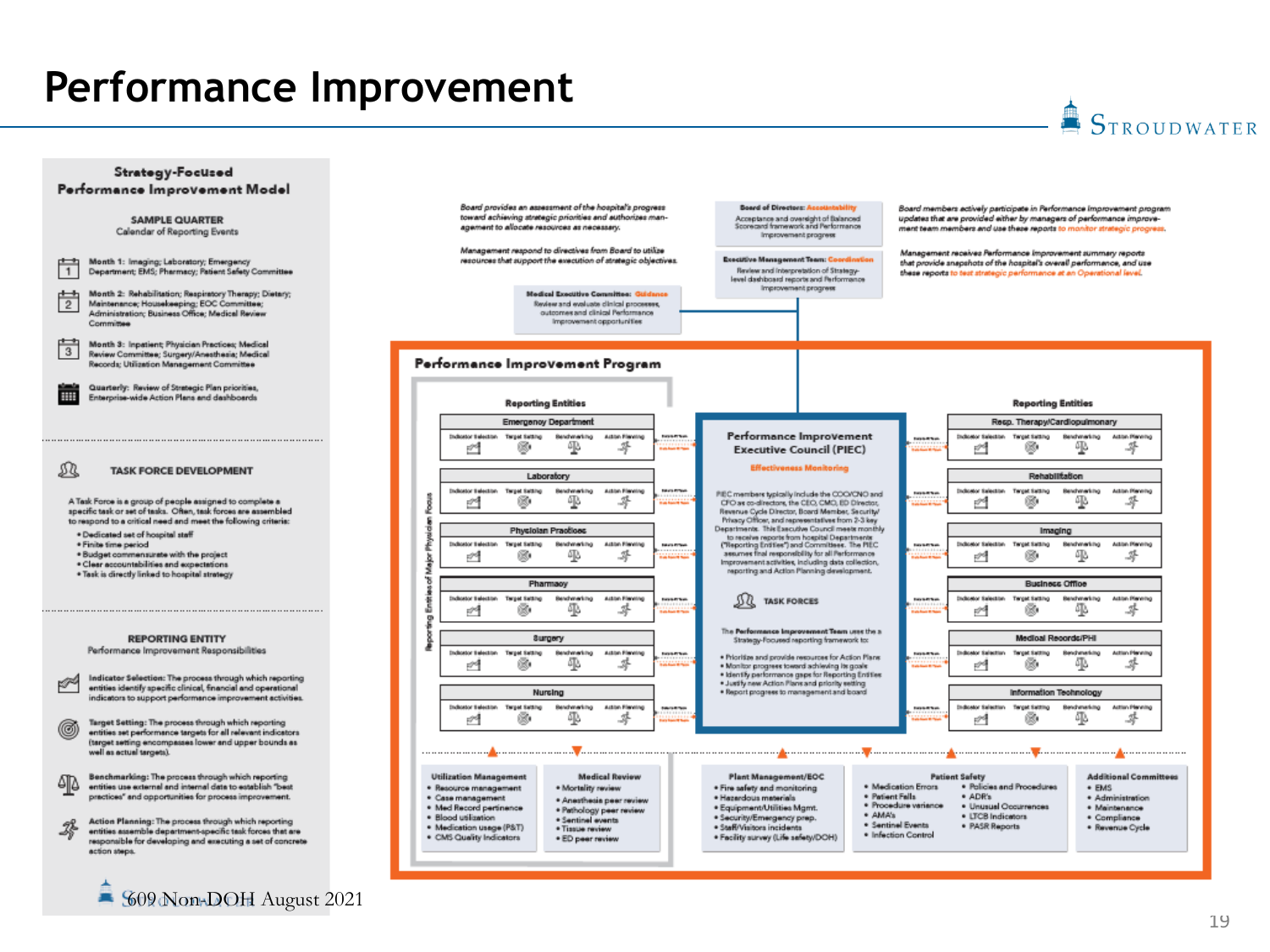# Performance Improvement

## Strategy-Focused Performance Improvement Model

**SAMPLE QUARTER**
Calendar of Reporting Events

- **Month 1:** Imaging; Laboratory; Emergency Department; EMS; Pharmacy; Patient Safety Committee
- **Month 2:** Rehabilitation; Respiratory Therapy; Dietary; Maintenance; Housekeeping; EOC Committee; Administration; Business Office; Medical Review Committee
- **Month 3:** Inpatient; Physician Practices; Medical Review Committee; Surgery/Anesthesia; Medical Records; Utilization Management Committee
- **Quarterly:** Review of Strategic Plan priorities, Enterprise-wide Action Plans and dashboards

### TASK FORCE DEVELOPMENT

A Task Force is a group of people assigned to complete a specific task or set of tasks. Often, task forces are assembled to respond to a critical need and meet the following criteria:

- Dedicated set of hospital staff
- Finite time period
- Budget commensurate with the project
- Clear accountabilities and expectations
- Task is directly linked to hospital strategy

### REPORTING ENTITY

Performance Improvement Responsibilities

- **Indicator Selection:** The process through which reporting entities identify specific clinical, financial and operational indicators to support performance improvement activities.
- **Target Setting:** The process through which reporting entities set performance targets for all relevant indicators (target setting encompasses lower and upper bounds as well as actual targets).
- **Benchmarking:** The process through which reporting entities use external and internal data to establish "best practices" and opportunities for process improvement.
- **Action Planning:** The process through which reporting entities assemble department-specific task forces that are responsible for developing and executing a set of concrete action steps.

---

*Board provides an assessment of the hospital's progress toward achieving strategic priorities and authorizes management to allocate resources as necessary.*

*Management respond to directives from Board to utilize resources that support the execution of strategic objectives.*

**Board of Directors: Accountability** — Acceptance and oversight of Balanced Scorecard framework and Performance Improvement progress

**Executive Management Team: Coordination** — Review and interpretation of Strategy-level dashboard reports and Performance Improvement progress

**Medical Executive Committee: Guidance** — Review and evaluate clinical processes, outcomes and clinical Performance Improvement opportunities

*Board members actively participate in Performance Improvement program updates that are provided either by managers of performance improvement team members and use these reports to monitor strategic progress.*

*Management receives Performance Improvement summary reports that provide snapshots of the hospital's overall performance, and use these reports to test strategic performance at an Operational level.*

## Performance Improvement Program

**Reporting Entities** (Reporting Entities of Major Physician Focus): Emergency Department; Laboratory; Physician Practices; Pharmacy; Surgery; Nursing

**Reporting Entities:** Resp. Therapy/Cardiopulmonary; Rehabilitation; Imaging; Business Office; Medical Records/PHI; Information Technology

Each entity: Indicator Selection → Target Setting → Benchmarking → Action Planning

### Performance Improvement Executive Council (PIEC)

**Effectiveness Monitoring**

PIEC members typically include the COO/CNO and CFO as co-directors, the CEO, CMO, ED Director, Revenue Cycle Director, Board Member, Security/Privacy Officer, and representatives from 2-3 key Departments. This Executive Council meets monthly to receive reports from hospital Departments ("Reporting Entities") and Committees. The PIEC assumes final responsibility for all Performance Improvement activities, including data collection, reporting and Action Planning development.

**TASK FORCES**

The Performance Improvement Team uses the a Strategy-Focused reporting framework to:

- Prioritize and provide resources for Action Plans
- Monitor progress toward achieving its goals
- Identify performance gaps for Reporting Entities
- Justify new Action Plans and priority setting
- Report progress to management and board

**Utilization Management**
- Resource management
- Case management
- Med Record pertinence
- Blood utilization
- Medication usage (P&T)
- CMS Quality Indicators

**Medical Review**
- Mortality review
- Anesthesia peer review
- Pathology peer review
- Sentinel events
- Tissue review
- ED peer review

**Plant Management/EOC**
- Fire safety and monitoring
- Hazardous materials
- Equipment/Utilities Mgmt.
- Security/Emergency prep.
- Staff/Visitors incidents
- Facility survey (Life safety/DOH)

**Patient Safety**
- Medication Errors
- Patient Falls
- Procedure variance
- AMA's
- Sentinel Events
- Infection Control
- Policies and Procedures
- ADR's
- Unusual Occurrences
- LTCB Indicators
- PASR Reports

**Additional Committees**
- EMS
- Administration
- Maintenance
- Compliance
- Revenue Cycle

609 Non-DOH August 2021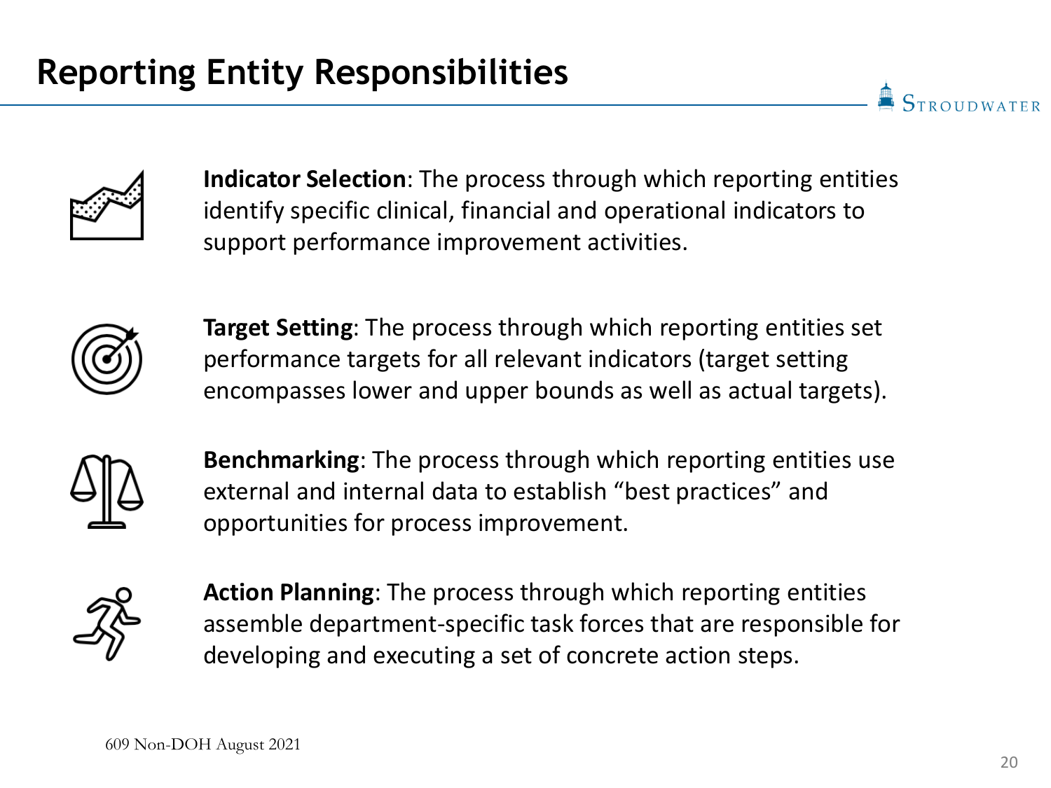# Reporting Entity Responsibilities

**Indicator Selection**: The process through which reporting entities identify specific clinical, financial and operational indicators to support performance improvement activities.

**Target Setting**: The process through which reporting entities set performance targets for all relevant indicators (target setting encompasses lower and upper bounds as well as actual targets).

**Benchmarking**: The process through which reporting entities use external and internal data to establish "best practices" and opportunities for process improvement.

**Action Planning**: The process through which reporting entities assemble department-specific task forces that are responsible for developing and executing a set of concrete action steps.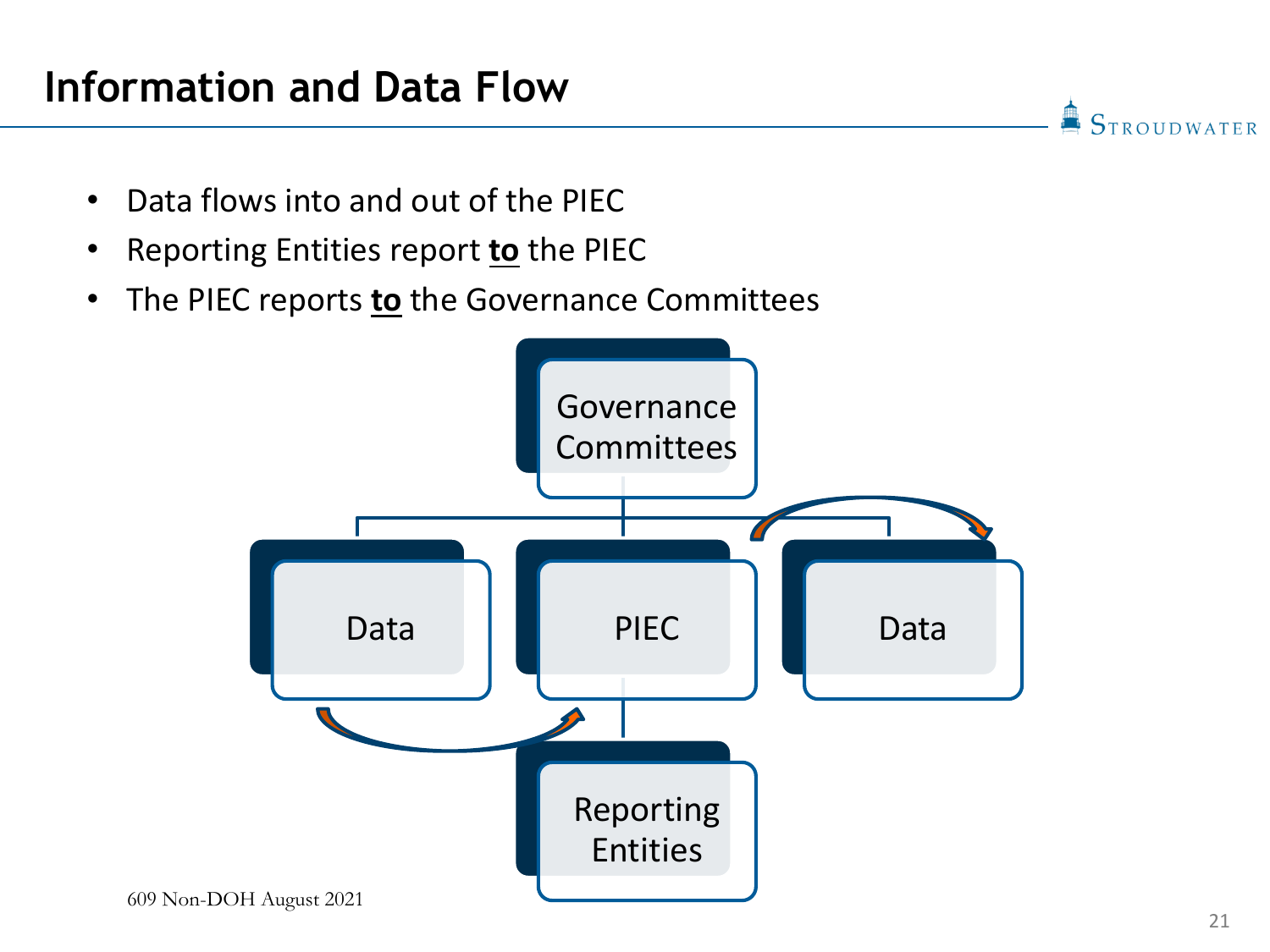# Information and Data Flow

- Data flows into and out of the PIEC
- Reporting Entities report **to** the PIEC
- The PIEC reports **to** the Governance Committees

Governance Committees

Data

PIEC

Data

Reporting Entities

609 Non-DOH August 2021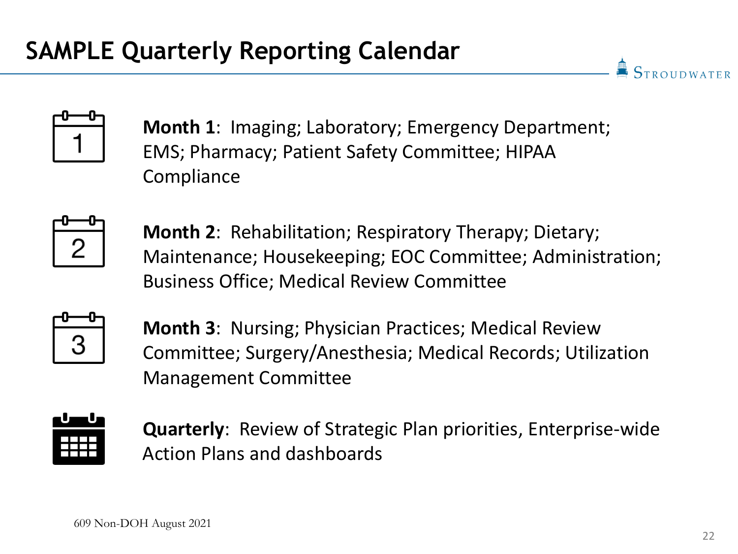# SAMPLE Quarterly Reporting Calendar

**Month 1**: Imaging; Laboratory; Emergency Department; EMS; Pharmacy; Patient Safety Committee; HIPAA Compliance

**Month 2**: Rehabilitation; Respiratory Therapy; Dietary; Maintenance; Housekeeping; EOC Committee; Administration; Business Office; Medical Review Committee

**Month 3**: Nursing; Physician Practices; Medical Review Committee; Surgery/Anesthesia; Medical Records; Utilization Management Committee

**Quarterly**: Review of Strategic Plan priorities, Enterprise-wide Action Plans and dashboards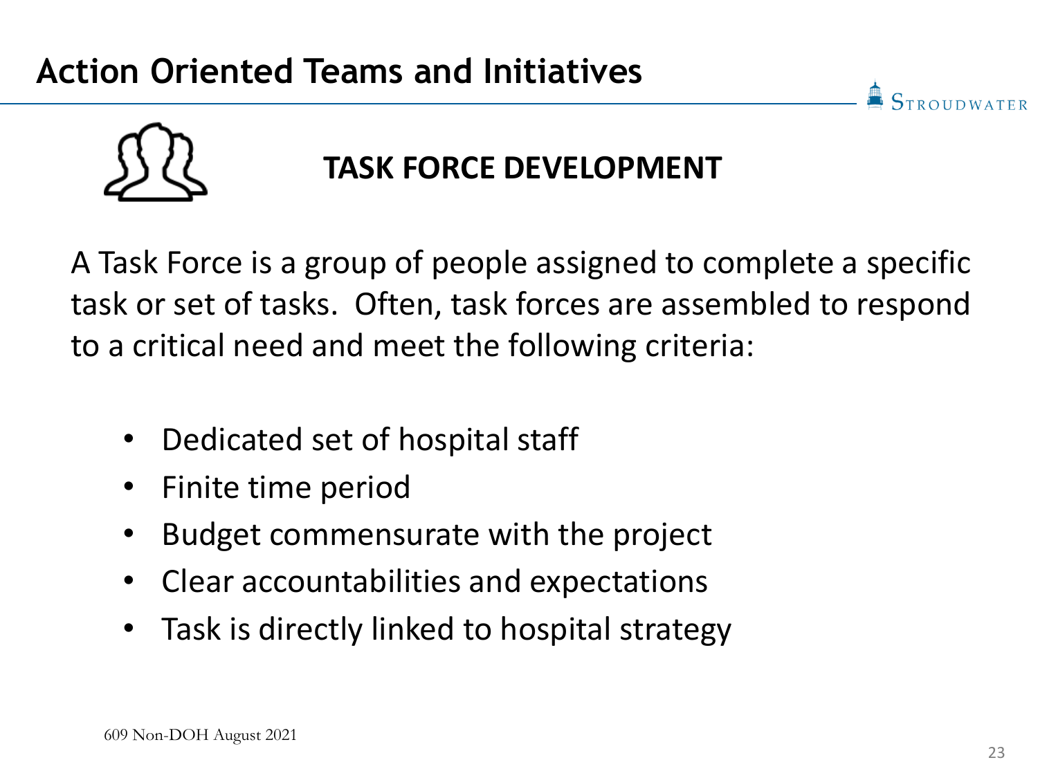# Action Oriented Teams and Initiatives

## TASK FORCE DEVELOPMENT

A Task Force is a group of people assigned to complete a specific task or set of tasks. Often, task forces are assembled to respond to a critical need and meet the following criteria:

- Dedicated set of hospital staff
- Finite time period
- Budget commensurate with the project
- Clear accountabilities and expectations
- Task is directly linked to hospital strategy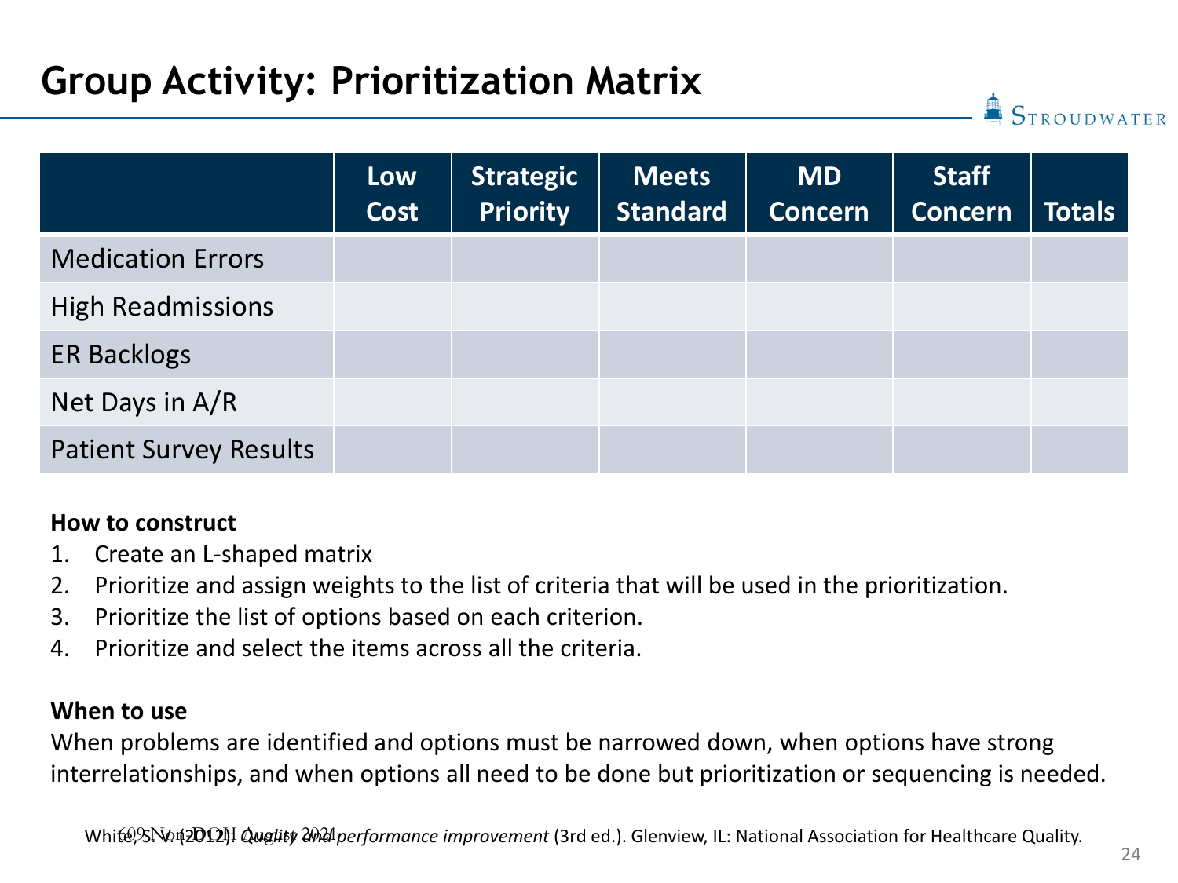# Group Activity: Prioritization Matrix

| | Low Cost | Strategic Priority | Meets Standard | MD Concern | Staff Concern | Totals |
|---|---|---|---|---|---|---|
| Medication Errors | | | | | | |
| High Readmissions | | | | | | |
| ER Backlogs | | | | | | |
| Net Days in A/R | | | | | | |
| Patient Survey Results | | | | | | |

**How to construct**

1. Create an L-shaped matrix
2. Prioritize and assign weights to the list of criteria that will be used in the prioritization.
3. Prioritize the list of options based on each criterion.
4. Prioritize and select the items across all the criteria.

**When to use**

When problems are identified and options must be narrowed down, when options have strong interrelationships, and when options all need to be done but prioritization or sequencing is needed.

White, S. V. (2012). *Quality and performance improvement* (3rd ed.). Glenview, IL: National Association for Healthcare Quality.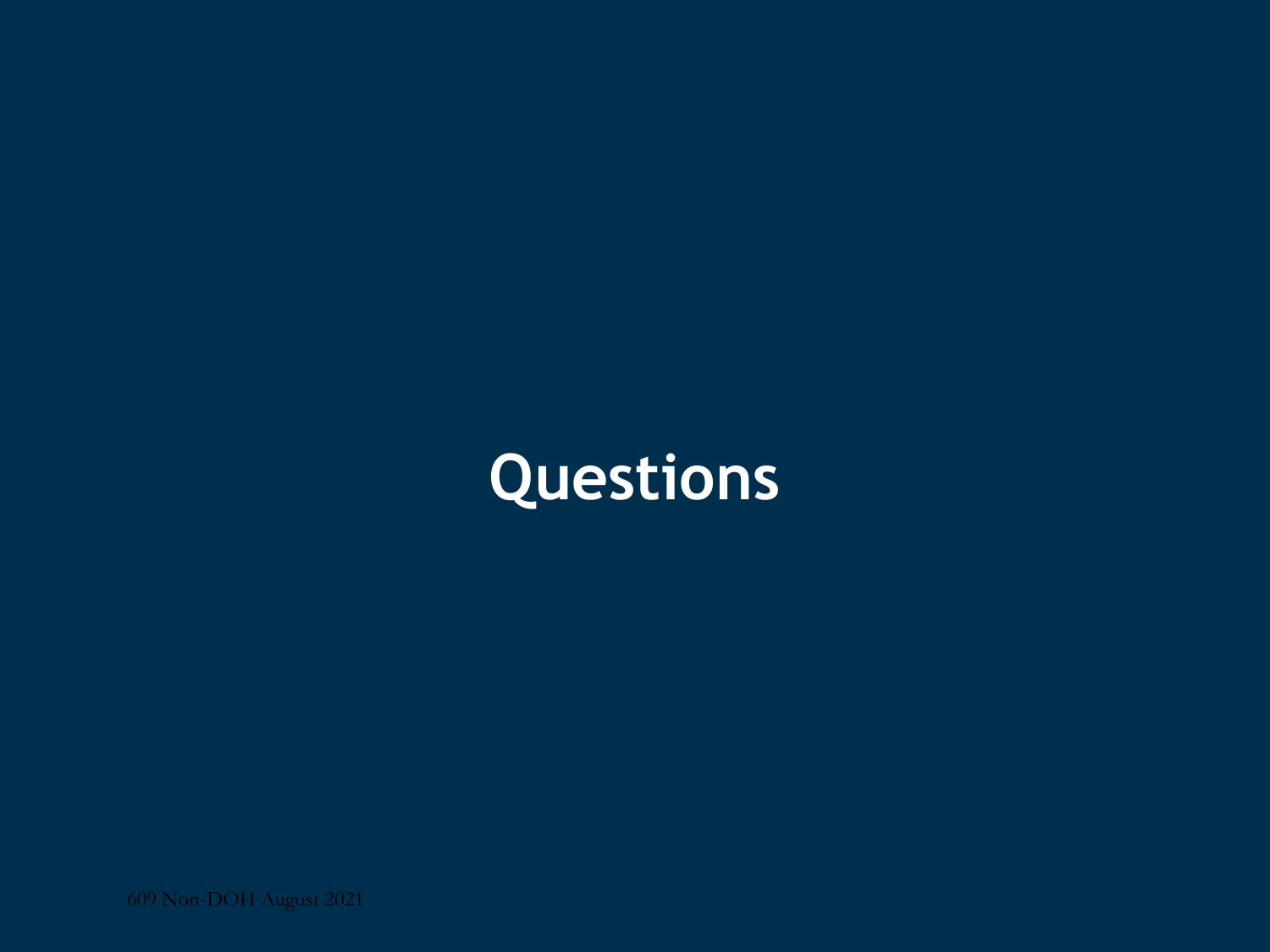# Questions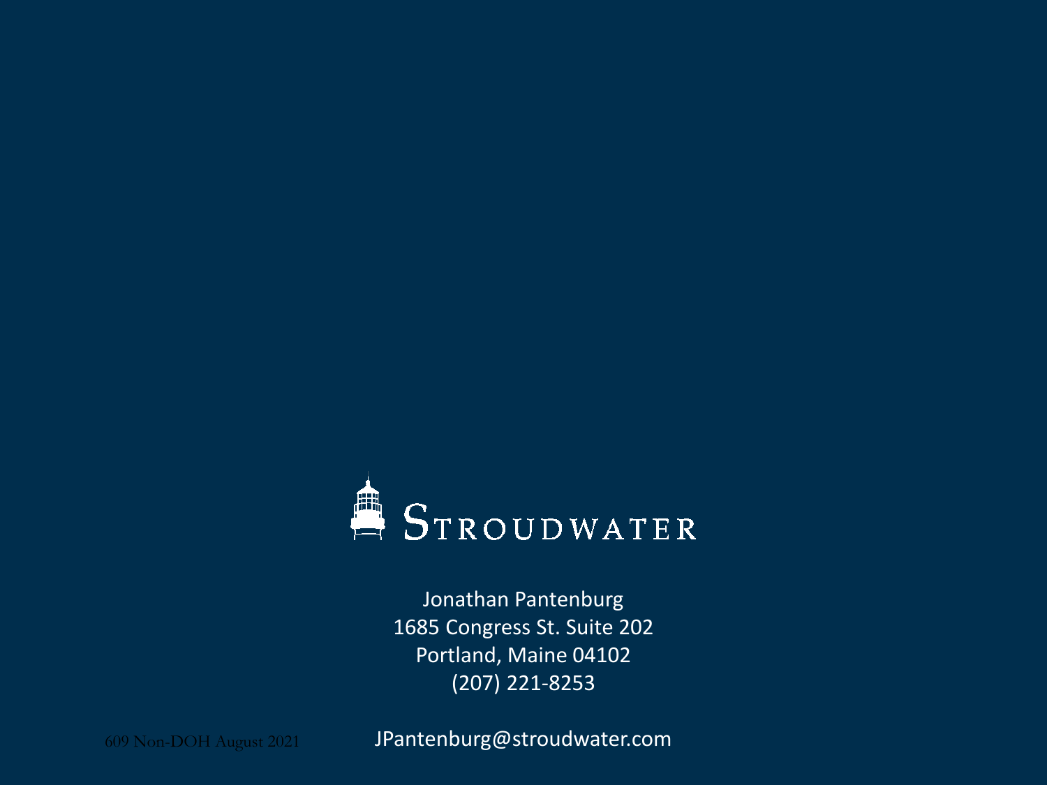STROUDWATER

Jonathan Pantenburg
1685 Congress St. Suite 202
Portland, Maine 04102
(207) 221-8253

JPantenburg@stroudwater.com

609 Non-DOH August 2021